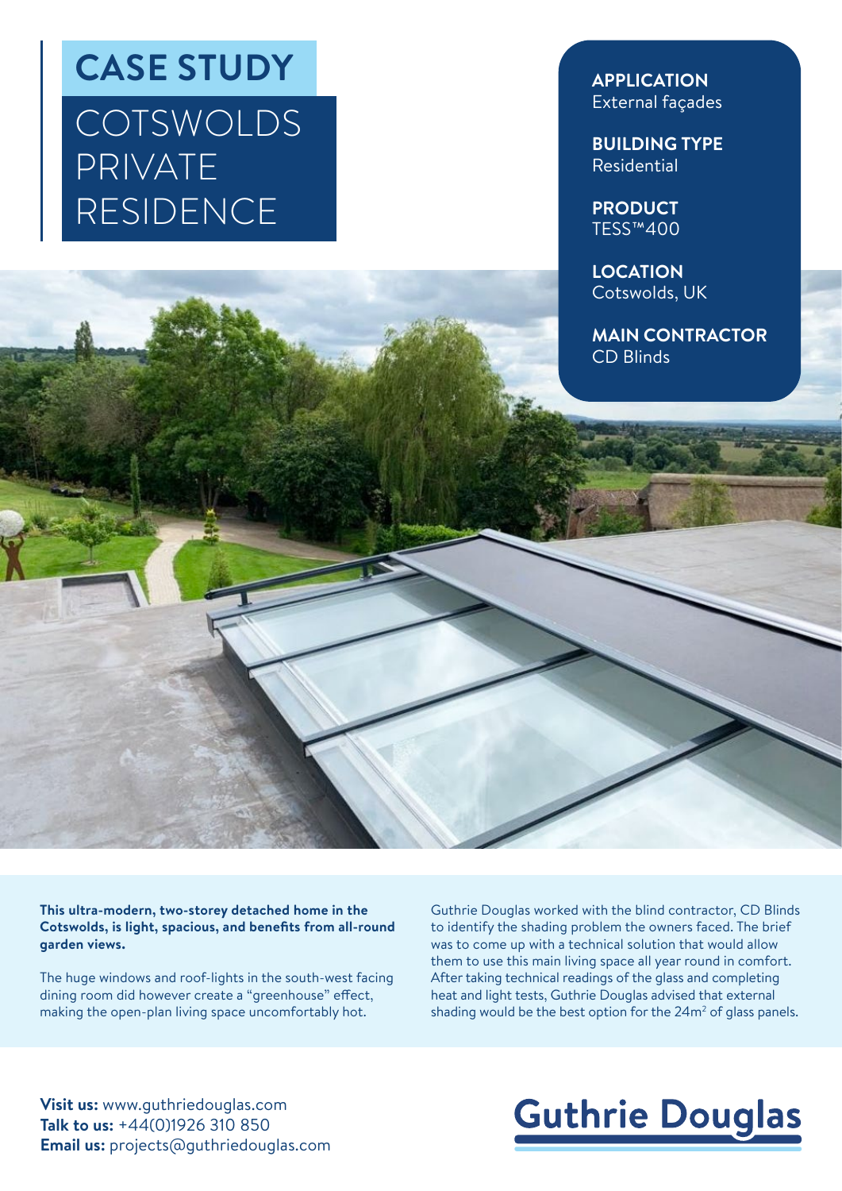# CASE STUDY

# COTSWOLDS PRIVATE RESIDENCE

**APPLICATION**
External façades

**BUILDING TYPE**
Residential

**PRODUCT**
TESS™400

**LOCATION**
Cotswolds, UK

**MAIN CONTRACTOR**
CD Blinds

**This ultra-modern, two-storey detached home in the Cotswolds, is light, spacious, and benefits from all-round garden views.**

The huge windows and roof-lights in the south-west facing dining room did however create a "greenhouse" effect, making the open-plan living space uncomfortably hot.

Guthrie Douglas worked with the blind contractor, CD Blinds to identify the shading problem the owners faced. The brief was to come up with a technical solution that would allow them to use this main living space all year round in comfort. After taking technical readings of the glass and completing heat and light tests, Guthrie Douglas advised that external shading would be the best option for the 24m² of glass panels.

**Visit us:** www.guthriedouglas.com
**Talk to us:** +44(0)1926 310 850
**Email us:** projects@guthriedouglas.com

Guthrie Douglas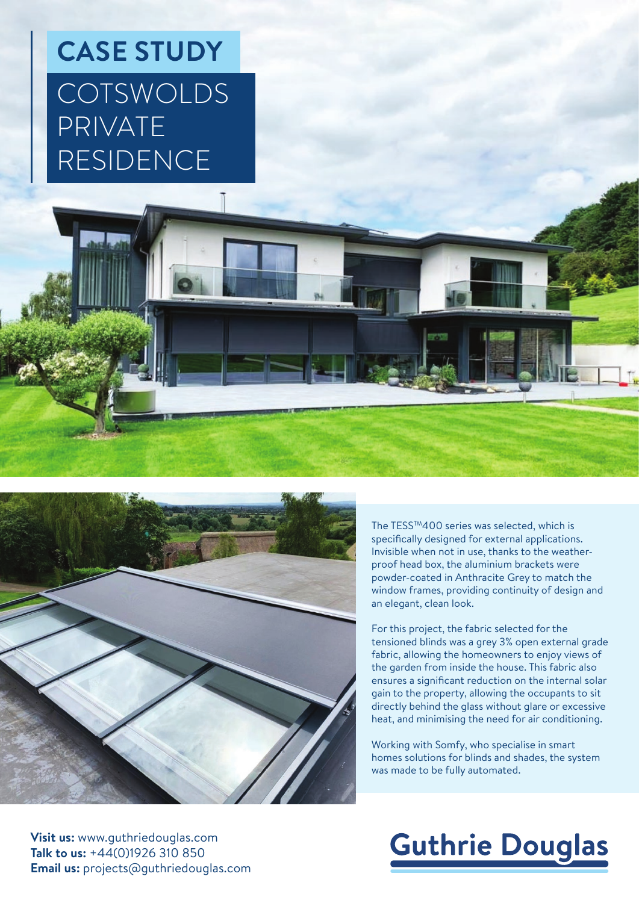# CASE STUDY

## COTSWOLDS PRIVATE RESIDENCE

The TESS™400 series was selected, which is specifically designed for external applications. Invisible when not in use, thanks to the weather-proof head box, the aluminium brackets were powder-coated in Anthracite Grey to match the window frames, providing continuity of design and an elegant, clean look.

For this project, the fabric selected for the tensioned blinds was a grey 3% open external grade fabric, allowing the homeowners to enjoy views of the garden from inside the house. This fabric also ensures a significant reduction on the internal solar gain to the property, allowing the occupants to sit directly behind the glass without glare or excessive heat, and minimising the need for air conditioning.

Working with Somfy, who specialise in smart homes solutions for blinds and shades, the system was made to be fully automated.

**Visit us:** www.guthriedouglas.com
**Talk to us:** +44(0)1926 310 850
**Email us:** projects@guthriedouglas.com

Guthrie Douglas